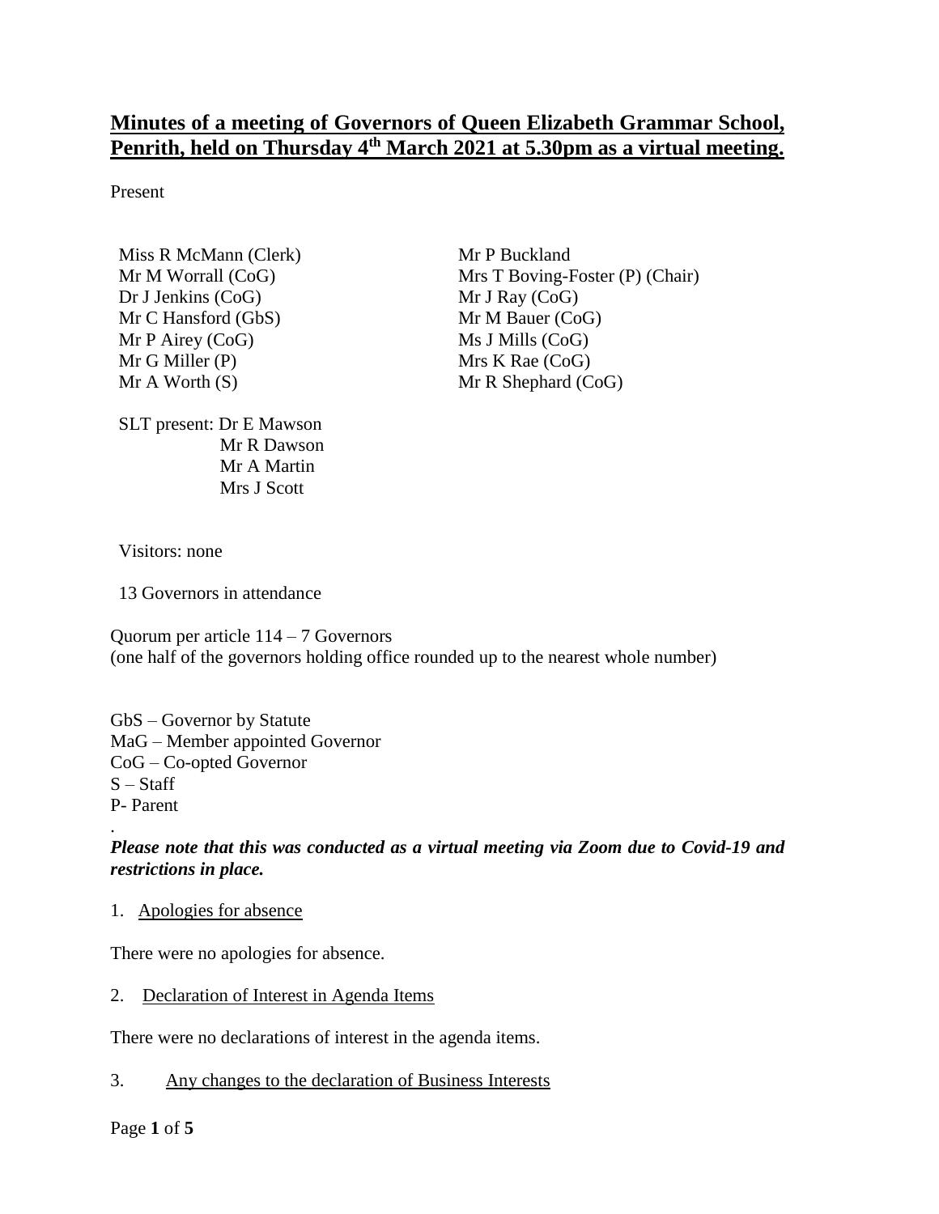# Minutes of a meeting of Governors of Queen Elizabeth Grammar School, Penrith, held on Thursday 4th March 2021 at 5.30pm as a virtual meeting.

Present

Miss R McMann (Clerk)
Mr M Worrall (CoG)
Dr J Jenkins (CoG)
Mr C Hansford (GbS)
Mr P Airey (CoG)
Mr G Miller (P)
Mr A Worth (S)

Mr P Buckland
Mrs T Boving-Foster (P) (Chair)
Mr J Ray (CoG)
Mr M Bauer (CoG)
Ms J Mills (CoG)
Mrs K Rae (CoG)
Mr R Shephard (CoG)

SLT present: Dr E Mawson
Mr R Dawson
Mr A Martin
Mrs J Scott

Visitors: none

13 Governors in attendance

Quorum per article 114 – 7 Governors
(one half of the governors holding office rounded up to the nearest whole number)

GbS – Governor by Statute
MaG – Member appointed Governor
CoG – Co-opted Governor
S – Staff
P- Parent

***Please note that this was conducted as a virtual meeting via Zoom due to Covid-19 and restrictions in place.***

1. Apologies for absence

There were no apologies for absence.

2. Declaration of Interest in Agenda Items

There were no declarations of interest in the agenda items.

3. Any changes to the declaration of Business Interests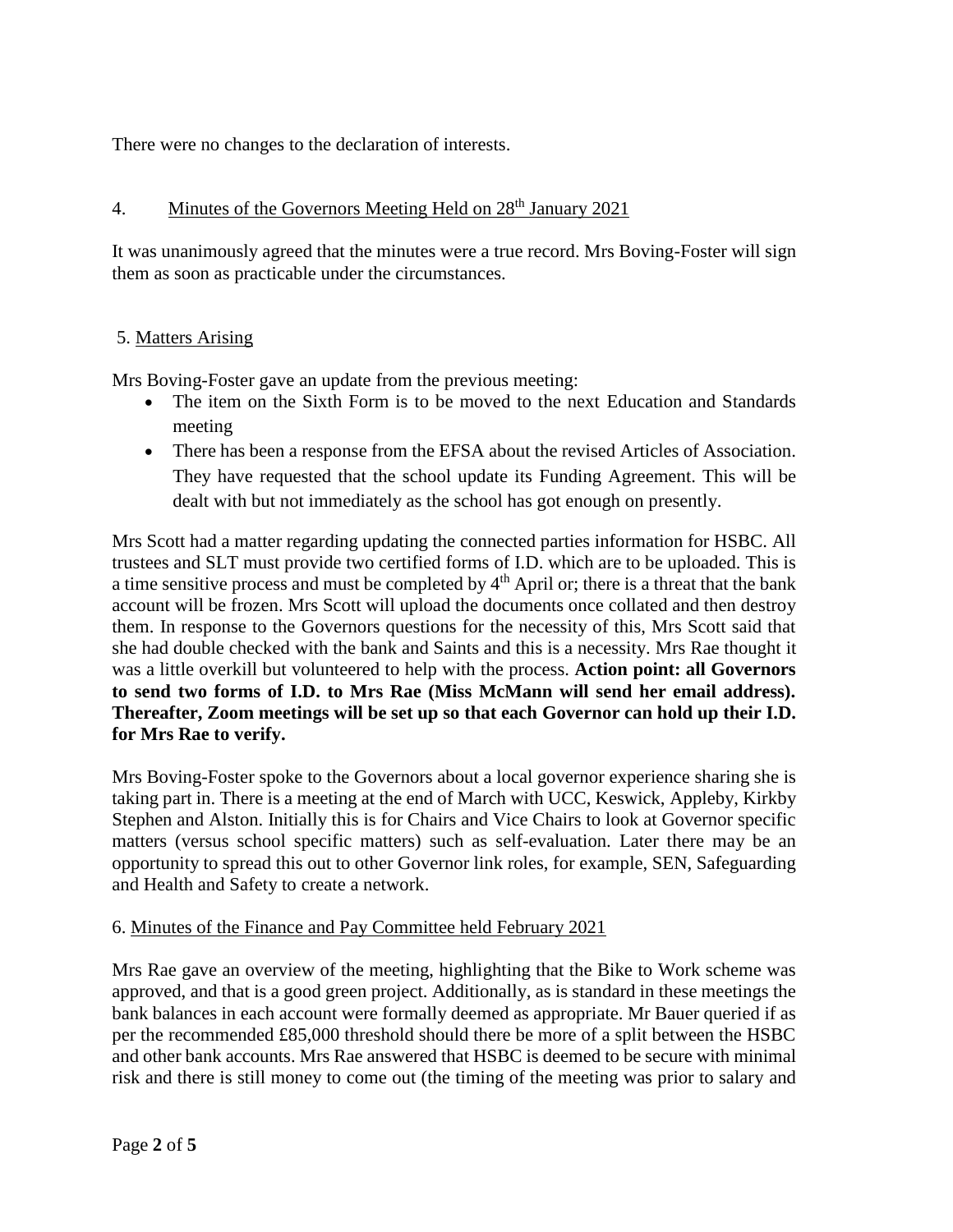There were no changes to the declaration of interests.

4. <u>Minutes of the Governors Meeting Held on 28th January 2021</u>

It was unanimously agreed that the minutes were a true record. Mrs Boving-Foster will sign them as soon as practicable under the circumstances.

5. <u>Matters Arising</u>

Mrs Boving-Foster gave an update from the previous meeting:

- The item on the Sixth Form is to be moved to the next Education and Standards meeting
- There has been a response from the EFSA about the revised Articles of Association. They have requested that the school update its Funding Agreement. This will be dealt with but not immediately as the school has got enough on presently.

Mrs Scott had a matter regarding updating the connected parties information for HSBC. All trustees and SLT must provide two certified forms of I.D. which are to be uploaded. This is a time sensitive process and must be completed by 4th April or; there is a threat that the bank account will be frozen. Mrs Scott will upload the documents once collated and then destroy them. In response to the Governors questions for the necessity of this, Mrs Scott said that she had double checked with the bank and Saints and this is a necessity. Mrs Rae thought it was a little overkill but volunteered to help with the process. **Action point: all Governors to send two forms of I.D. to Mrs Rae (Miss McMann will send her email address). Thereafter, Zoom meetings will be set up so that each Governor can hold up their I.D. for Mrs Rae to verify.**

Mrs Boving-Foster spoke to the Governors about a local governor experience sharing she is taking part in. There is a meeting at the end of March with UCC, Keswick, Appleby, Kirkby Stephen and Alston. Initially this is for Chairs and Vice Chairs to look at Governor specific matters (versus school specific matters) such as self-evaluation. Later there may be an opportunity to spread this out to other Governor link roles, for example, SEN, Safeguarding and Health and Safety to create a network.

6. <u>Minutes of the Finance and Pay Committee held February 2021</u>

Mrs Rae gave an overview of the meeting, highlighting that the Bike to Work scheme was approved, and that is a good green project. Additionally, as is standard in these meetings the bank balances in each account were formally deemed as appropriate. Mr Bauer queried if as per the recommended £85,000 threshold should there be more of a split between the HSBC and other bank accounts. Mrs Rae answered that HSBC is deemed to be secure with minimal risk and there is still money to come out (the timing of the meeting was prior to salary and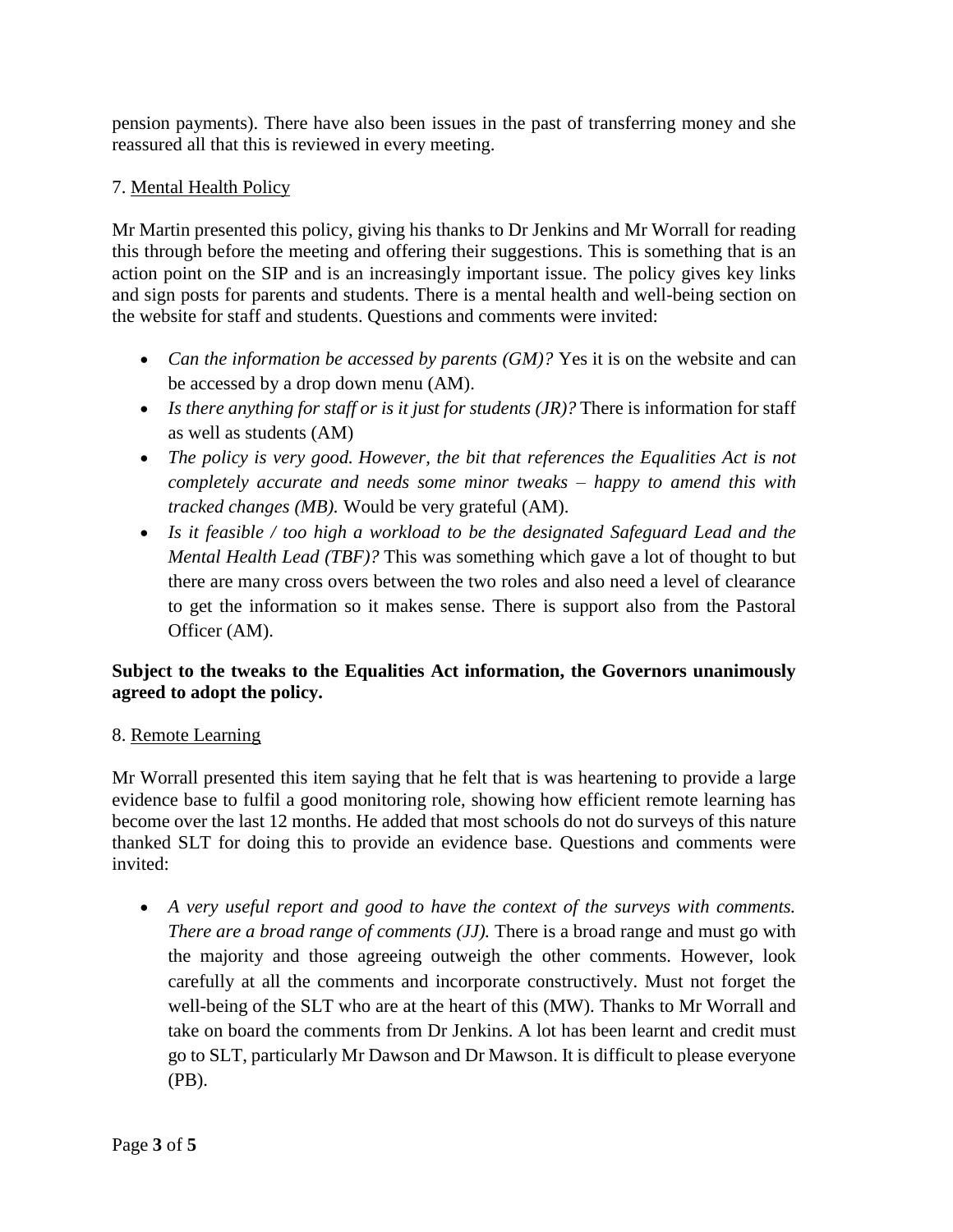pension payments). There have also been issues in the past of transferring money and she reassured all that this is reviewed in every meeting.

7. Mental Health Policy

Mr Martin presented this policy, giving his thanks to Dr Jenkins and Mr Worrall for reading this through before the meeting and offering their suggestions. This is something that is an action point on the SIP and is an increasingly important issue. The policy gives key links and sign posts for parents and students. There is a mental health and well-being section on the website for staff and students. Questions and comments were invited:

- *Can the information be accessed by parents (GM)?* Yes it is on the website and can be accessed by a drop down menu (AM).
- *Is there anything for staff or is it just for students (JR)?* There is information for staff as well as students (AM)
- *The policy is very good. However, the bit that references the Equalities Act is not completely accurate and needs some minor tweaks – happy to amend this with tracked changes (MB).* Would be very grateful (AM).
- *Is it feasible / too high a workload to be the designated Safeguard Lead and the Mental Health Lead (TBF)?* This was something which gave a lot of thought to but there are many cross overs between the two roles and also need a level of clearance to get the information so it makes sense. There is support also from the Pastoral Officer (AM).

**Subject to the tweaks to the Equalities Act information, the Governors unanimously agreed to adopt the policy.**

8. Remote Learning

Mr Worrall presented this item saying that he felt that is was heartening to provide a large evidence base to fulfil a good monitoring role, showing how efficient remote learning has become over the last 12 months. He added that most schools do not do surveys of this nature thanked SLT for doing this to provide an evidence base. Questions and comments were invited:

- *A very useful report and good to have the context of the surveys with comments. There are a broad range of comments (JJ).* There is a broad range and must go with the majority and those agreeing outweigh the other comments. However, look carefully at all the comments and incorporate constructively. Must not forget the well-being of the SLT who are at the heart of this (MW). Thanks to Mr Worrall and take on board the comments from Dr Jenkins. A lot has been learnt and credit must go to SLT, particularly Mr Dawson and Dr Mawson. It is difficult to please everyone (PB).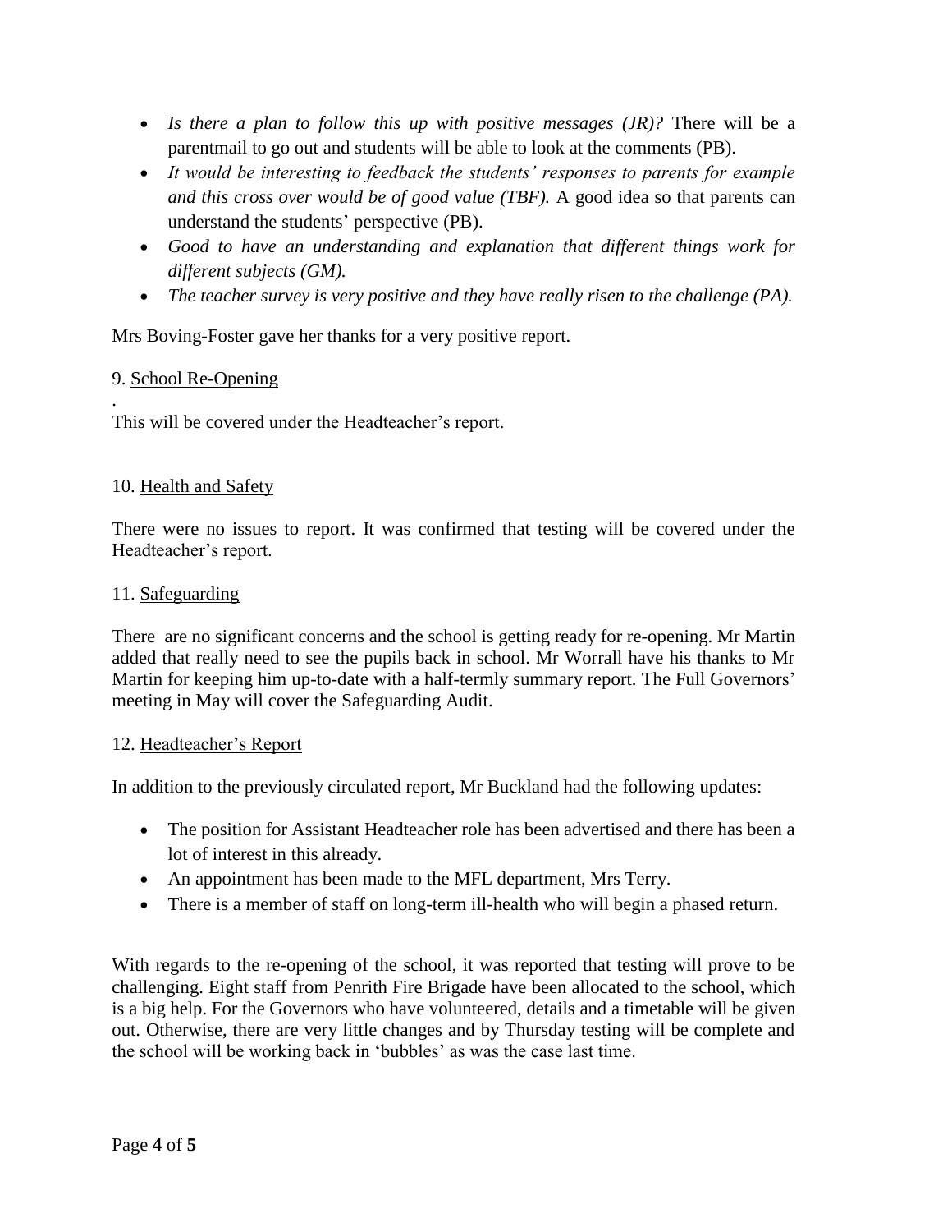- *Is there a plan to follow this up with positive messages (JR)?* There will be a parentmail to go out and students will be able to look at the comments (PB).
- *It would be interesting to feedback the students' responses to parents for example and this cross over would be of good value (TBF).* A good idea so that parents can understand the students' perspective (PB).
- *Good to have an understanding and explanation that different things work for different subjects (GM).*
- *The teacher survey is very positive and they have really risen to the challenge (PA).*

Mrs Boving-Foster gave her thanks for a very positive report.

9. School Re-Opening

.

This will be covered under the Headteacher's report.

10. Health and Safety

There were no issues to report. It was confirmed that testing will be covered under the Headteacher's report.

11. Safeguarding

There are no significant concerns and the school is getting ready for re-opening. Mr Martin added that really need to see the pupils back in school. Mr Worrall have his thanks to Mr Martin for keeping him up-to-date with a half-termly summary report. The Full Governors' meeting in May will cover the Safeguarding Audit.

12. Headteacher's Report

In addition to the previously circulated report, Mr Buckland had the following updates:

- The position for Assistant Headteacher role has been advertised and there has been a lot of interest in this already.
- An appointment has been made to the MFL department, Mrs Terry.
- There is a member of staff on long-term ill-health who will begin a phased return.

With regards to the re-opening of the school, it was reported that testing will prove to be challenging. Eight staff from Penrith Fire Brigade have been allocated to the school, which is a big help. For the Governors who have volunteered, details and a timetable will be given out. Otherwise, there are very little changes and by Thursday testing will be complete and the school will be working back in 'bubbles' as was the case last time.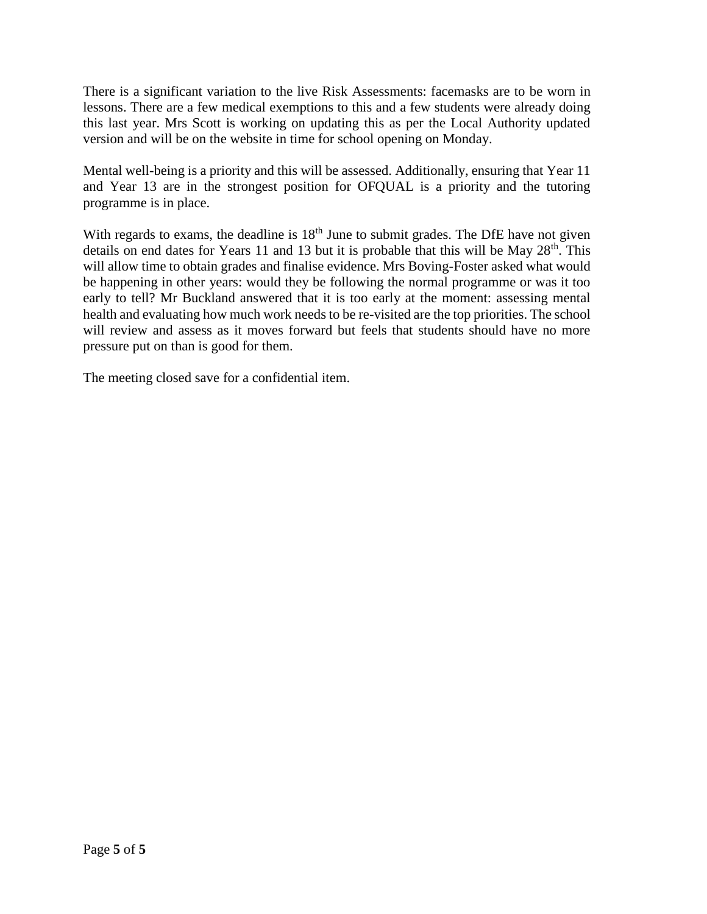There is a significant variation to the live Risk Assessments: facemasks are to be worn in lessons. There are a few medical exemptions to this and a few students were already doing this last year. Mrs Scott is working on updating this as per the Local Authority updated version and will be on the website in time for school opening on Monday.

Mental well-being is a priority and this will be assessed. Additionally, ensuring that Year 11 and Year 13 are in the strongest position for OFQUAL is a priority and the tutoring programme is in place.

With regards to exams, the deadline is 18th June to submit grades. The DfE have not given details on end dates for Years 11 and 13 but it is probable that this will be May 28th. This will allow time to obtain grades and finalise evidence. Mrs Boving-Foster asked what would be happening in other years: would they be following the normal programme or was it too early to tell? Mr Buckland answered that it is too early at the moment: assessing mental health and evaluating how much work needs to be re-visited are the top priorities. The school will review and assess as it moves forward but feels that students should have no more pressure put on than is good for them.

The meeting closed save for a confidential item.